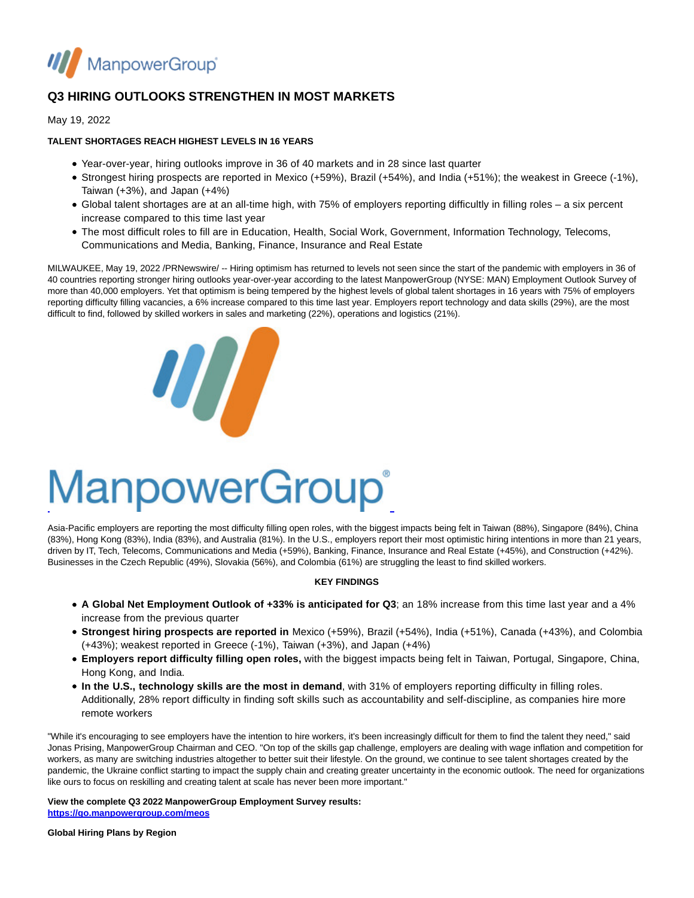# Q3 HIRING OUTLOOKS STRENGTHEN IN MOST MARKETS

May 19, 2022

**TALENT SHORTAGES REACH HIGHEST LEVELS IN 16 YEARS**

- Year-over-year, hiring outlooks improve in 36 of 40 markets and in 28 since last quarter
- Strongest hiring prospects are reported in Mexico (+59%), Brazil (+54%), and India (+51%); the weakest in Greece (-1%), Taiwan (+3%), and Japan (+4%)
- Global talent shortages are at an all-time high, with 75% of employers reporting difficultly in filling roles – a six percent increase compared to this time last year
- The most difficult roles to fill are in Education, Health, Social Work, Government, Information Technology, Telecoms, Communications and Media, Banking, Finance, Insurance and Real Estate

MILWAUKEE, May 19, 2022 /PRNewswire/ -- Hiring optimism has returned to levels not seen since the start of the pandemic with employers in 36 of 40 countries reporting stronger hiring outlooks year-over-year according to the latest ManpowerGroup (NYSE: MAN) Employment Outlook Survey of more than 40,000 employers. Yet that optimism is being tempered by the highest levels of global talent shortages in 16 years with 75% of employers reporting difficulty filling vacancies, a 6% increase compared to this time last year. Employers report technology and data skills (29%), are the most difficult to find, followed by skilled workers in sales and marketing (22%), operations and logistics (21%).

Asia-Pacific employers are reporting the most difficulty filling open roles, with the biggest impacts being felt in Taiwan (88%), Singapore (84%), China (83%), Hong Kong (83%), India (83%), and Australia (81%). In the U.S., employers report their most optimistic hiring intentions in more than 21 years, driven by IT, Tech, Telecoms, Communications and Media (+59%), Banking, Finance, Insurance and Real Estate (+45%), and Construction (+42%). Businesses in the Czech Republic (49%), Slovakia (56%), and Colombia (61%) are struggling the least to find skilled workers.

**KEY FINDINGS**

- **A Global Net Employment Outlook of +33% is anticipated for Q3**; an 18% increase from this time last year and a 4% increase from the previous quarter
- **Strongest hiring prospects are reported in** Mexico (+59%), Brazil (+54%), India (+51%), Canada (+43%), and Colombia (+43%); weakest reported in Greece (-1%), Taiwan (+3%), and Japan (+4%)
- **Employers report difficulty filling open roles,** with the biggest impacts being felt in Taiwan, Portugal, Singapore, China, Hong Kong, and India.
- **In the U.S., technology skills are the most in demand**, with 31% of employers reporting difficulty in filling roles. Additionally, 28% report difficulty in finding soft skills such as accountability and self-discipline, as companies hire more remote workers

"While it's encouraging to see employers have the intention to hire workers, it's been increasingly difficult for them to find the talent they need," said Jonas Prising, ManpowerGroup Chairman and CEO. "On top of the skills gap challenge, employers are dealing with wage inflation and competition for workers, as many are switching industries altogether to better suit their lifestyle. On the ground, we continue to see talent shortages created by the pandemic, the Ukraine conflict starting to impact the supply chain and creating greater uncertainty in the economic outlook. The need for organizations like ours to focus on reskilling and creating talent at scale has never been more important."

**View the complete Q3 2022 ManpowerGroup Employment Survey results:**
**https://go.manpowergroup.com/meos**

**Global Hiring Plans by Region**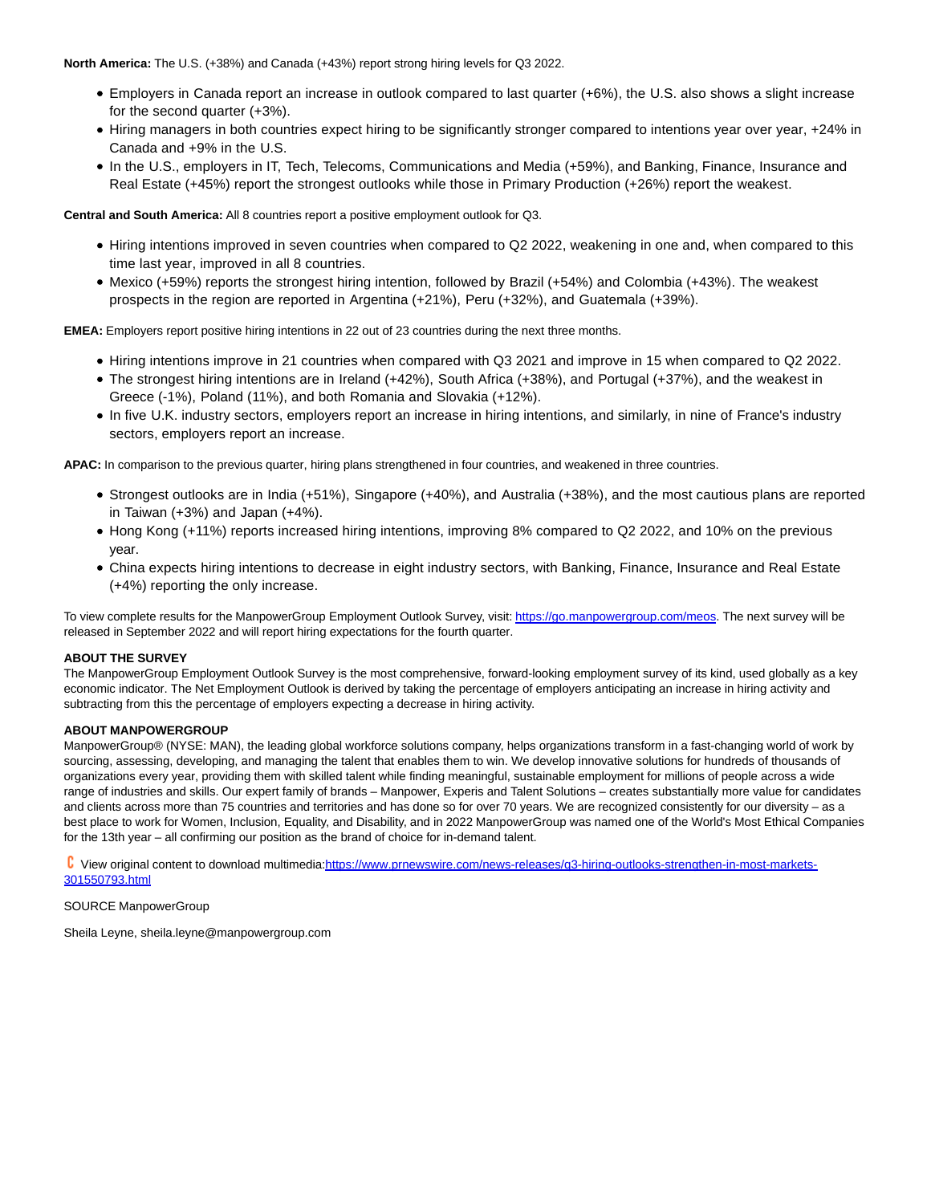**North America:** The U.S. (+38%) and Canada (+43%) report strong hiring levels for Q3 2022.

- Employers in Canada report an increase in outlook compared to last quarter (+6%), the U.S. also shows a slight increase for the second quarter (+3%).
- Hiring managers in both countries expect hiring to be significantly stronger compared to intentions year over year, +24% in Canada and +9% in the U.S.
- In the U.S., employers in IT, Tech, Telecoms, Communications and Media (+59%), and Banking, Finance, Insurance and Real Estate (+45%) report the strongest outlooks while those in Primary Production (+26%) report the weakest.

**Central and South America:** All 8 countries report a positive employment outlook for Q3.

- Hiring intentions improved in seven countries when compared to Q2 2022, weakening in one and, when compared to this time last year, improved in all 8 countries.
- Mexico (+59%) reports the strongest hiring intention, followed by Brazil (+54%) and Colombia (+43%). The weakest prospects in the region are reported in Argentina (+21%), Peru (+32%), and Guatemala (+39%).

**EMEA:** Employers report positive hiring intentions in 22 out of 23 countries during the next three months.

- Hiring intentions improve in 21 countries when compared with Q3 2021 and improve in 15 when compared to Q2 2022.
- The strongest hiring intentions are in Ireland (+42%), South Africa (+38%), and Portugal (+37%), and the weakest in Greece (-1%), Poland (11%), and both Romania and Slovakia (+12%).
- In five U.K. industry sectors, employers report an increase in hiring intentions, and similarly, in nine of France's industry sectors, employers report an increase.

**APAC:** In comparison to the previous quarter, hiring plans strengthened in four countries, and weakened in three countries.

- Strongest outlooks are in India (+51%), Singapore (+40%), and Australia (+38%), and the most cautious plans are reported in Taiwan (+3%) and Japan (+4%).
- Hong Kong (+11%) reports increased hiring intentions, improving 8% compared to Q2 2022, and 10% on the previous year.
- China expects hiring intentions to decrease in eight industry sectors, with Banking, Finance, Insurance and Real Estate (+4%) reporting the only increase.

To view complete results for the ManpowerGroup Employment Outlook Survey, visit: https://go.manpowergroup.com/meos. The next survey will be released in September 2022 and will report hiring expectations for the fourth quarter.

**ABOUT THE SURVEY**

The ManpowerGroup Employment Outlook Survey is the most comprehensive, forward-looking employment survey of its kind, used globally as a key economic indicator. The Net Employment Outlook is derived by taking the percentage of employers anticipating an increase in hiring activity and subtracting from this the percentage of employers expecting a decrease in hiring activity.

**ABOUT MANPOWERGROUP**

ManpowerGroup® (NYSE: MAN), the leading global workforce solutions company, helps organizations transform in a fast-changing world of work by sourcing, assessing, developing, and managing the talent that enables them to win. We develop innovative solutions for hundreds of thousands of organizations every year, providing them with skilled talent while finding meaningful, sustainable employment for millions of people across a wide range of industries and skills. Our expert family of brands – Manpower, Experis and Talent Solutions – creates substantially more value for candidates and clients across more than 75 countries and territories and has done so for over 70 years. We are recognized consistently for our diversity – as a best place to work for Women, Inclusion, Equality, and Disability, and in 2022 ManpowerGroup was named one of the World's Most Ethical Companies for the 13th year – all confirming our position as the brand of choice for in-demand talent.

View original content to download multimedia:https://www.prnewswire.com/news-releases/q3-hiring-outlooks-strengthen-in-most-markets-301550793.html

SOURCE ManpowerGroup

Sheila Leyne, sheila.leyne@manpowergroup.com